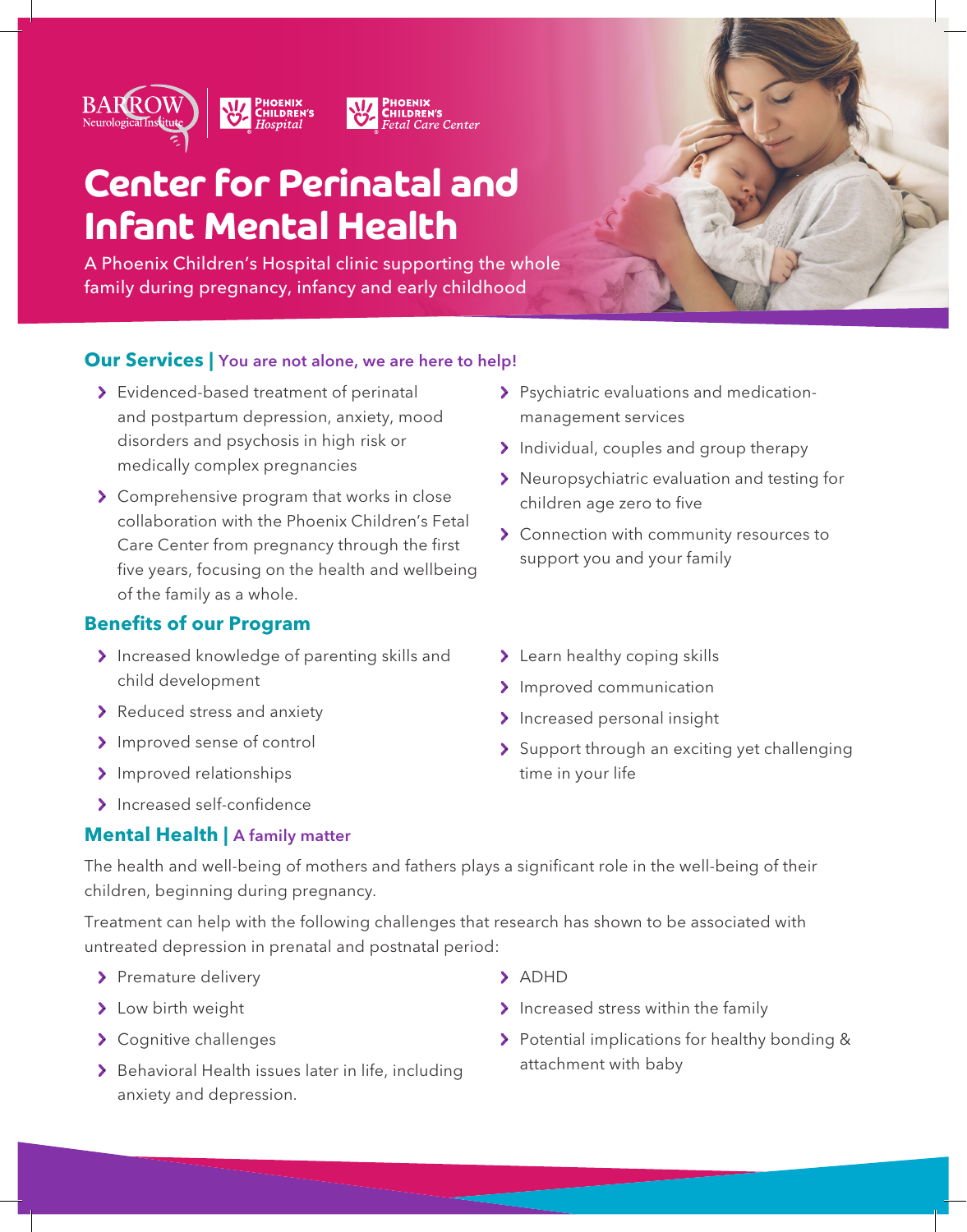# Center for Perinatal and Infant Mental Health

A Phoenix Children's Hospital clinic supporting the whole family during pregnancy, infancy and early childhood

## Our Services | You are not alone, we are here to help!

- Evidenced-based treatment of perinatal and postpartum depression, anxiety, mood disorders and psychosis in high risk or medically complex pregnancies
- Comprehensive program that works in close collaboration with the Phoenix Children's Fetal Care Center from pregnancy through the first five years, focusing on the health and wellbeing of the family as a whole.
- Psychiatric evaluations and medication-management services
- Individual, couples and group therapy
- Neuropsychiatric evaluation and testing for children age zero to five
- Connection with community resources to support you and your family

## Benefits of our Program

- Increased knowledge of parenting skills and child development
- Reduced stress and anxiety
- Improved sense of control
- Improved relationships
- Increased self-confidence
- Learn healthy coping skills
- Improved communication
- Increased personal insight
- Support through an exciting yet challenging time in your life

## Mental Health | A family matter

The health and well-being of mothers and fathers plays a significant role in the well-being of their children, beginning during pregnancy.

Treatment can help with the following challenges that research has shown to be associated with untreated depression in prenatal and postnatal period:

- Premature delivery
- Low birth weight
- Cognitive challenges
- Behavioral Health issues later in life, including anxiety and depression.
- ADHD
- Increased stress within the family
- Potential implications for healthy bonding & attachment with baby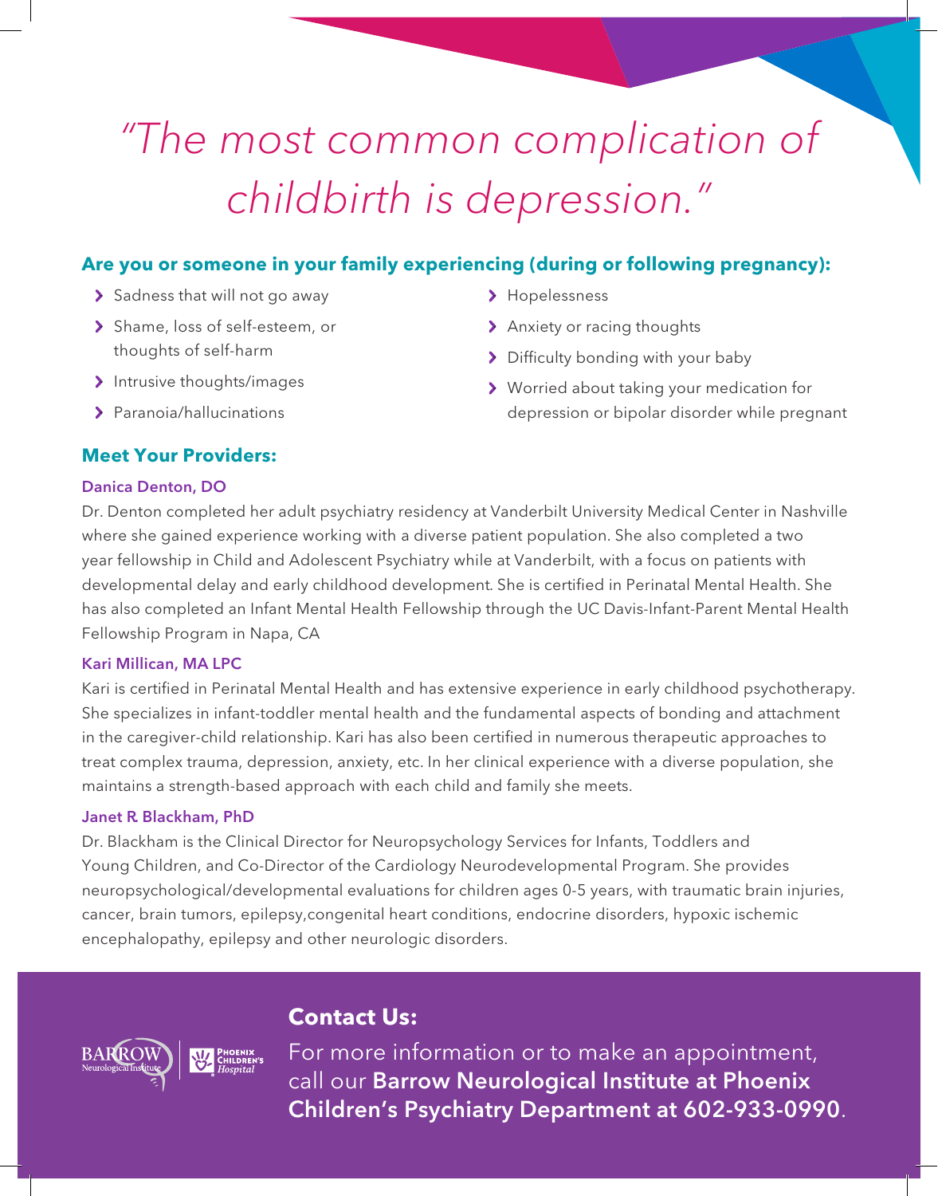# *"The most common complication of childbirth is depression."*

## Are you or someone in your family experiencing (during or following pregnancy):

- Sadness that will not go away
- Shame, loss of self-esteem, or thoughts of self-harm
- Intrusive thoughts/images
- Paranoia/hallucinations
- Hopelessness
- Anxiety or racing thoughts
- Difficulty bonding with your baby
- Worried about taking your medication for depression or bipolar disorder while pregnant

## Meet Your Providers:

### Danica Denton, DO

Dr. Denton completed her adult psychiatry residency at Vanderbilt University Medical Center in Nashville where she gained experience working with a diverse patient population. She also completed a two year fellowship in Child and Adolescent Psychiatry while at Vanderbilt, with a focus on patients with developmental delay and early childhood development. She is certified in Perinatal Mental Health. She has also completed an Infant Mental Health Fellowship through the UC Davis-Infant-Parent Mental Health Fellowship Program in Napa, CA

### Kari Millican, MA LPC

Kari is certified in Perinatal Mental Health and has extensive experience in early childhood psychotherapy. She specializes in infant-toddler mental health and the fundamental aspects of bonding and attachment in the caregiver-child relationship. Kari has also been certified in numerous therapeutic approaches to treat complex trauma, depression, anxiety, etc. In her clinical experience with a diverse population, she maintains a strength-based approach with each child and family she meets.

### Janet R. Blackham, PhD

Dr. Blackham is the Clinical Director for Neuropsychology Services for Infants, Toddlers and Young Children, and Co-Director of the Cardiology Neurodevelopmental Program. She provides neuropsychological/developmental evaluations for children ages 0-5 years, with traumatic brain injuries, cancer, brain tumors, epilepsy,congenital heart conditions, endocrine disorders, hypoxic ischemic encephalopathy, epilepsy and other neurologic disorders.

BARROW Neurological Institute | Phoenix Children's Hospital

## Contact Us:

For more information or to make an appointment, call our **Barrow Neurological Institute at Phoenix Children's Psychiatry Department at 602-933-0990**.